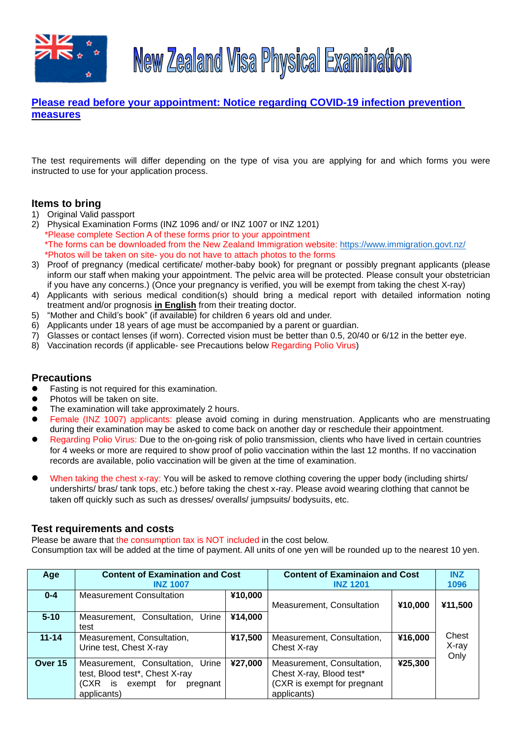# New Zealand Visa Physical Examination

**[Please read before your appointment: Notice regarding COVID-19 infection prevention measures]()**

The test requirements will differ depending on the type of visa you are applying for and which forms you were instructed to use for your application process.

## Items to bring

1) Original Valid passport
2) Physical Examination Forms (INZ 1096 and/ or INZ 1007 or INZ 1201)
   *Please complete Section A of these forms prior to your appointment
   *The forms can be downloaded from the New Zealand Immigration website: https://www.immigration.govt.nz/
   *Photos will be taken on site- you do not have to attach photos to the forms
3) Proof of pregnancy (medical certificate/ mother-baby book) for pregnant or possibly pregnant applicants (please inform our staff when making your appointment. The pelvic area will be protected. Please consult your obstetrician if you have any concerns.) (Once your pregnancy is verified, you will be exempt from taking the chest X-ray)
4) Applicants with serious medical condition(s) should bring a medical report with detailed information noting treatment and/or prognosis **in English** from their treating doctor.
5) "Mother and Child's book" (if available) for children 6 years old and under.
6) Applicants under 18 years of age must be accompanied by a parent or guardian.
7) Glasses or contact lenses (if worn). Corrected vision must be better than 0.5, 20/40 or 6/12 in the better eye.
8) Vaccination records (if applicable- see Precautions below Regarding Polio Virus)

## Precautions

- Fasting is not required for this examination.
- Photos will be taken on site.
- The examination will take approximately 2 hours.
- Female (INZ 1007) applicants: please avoid coming in during menstruation. Applicants who are menstruating during their examination may be asked to come back on another day or reschedule their appointment.
- Regarding Polio Virus: Due to the on-going risk of polio transmission, clients who have lived in certain countries for 4 weeks or more are required to show proof of polio vaccination within the last 12 months. If no vaccination records are available, polio vaccination will be given at the time of examination.
- When taking the chest x-ray: You will be asked to remove clothing covering the upper body (including shirts/ undershirts/ bras/ tank tops, etc.) before taking the chest x-ray. Please avoid wearing clothing that cannot be taken off quickly such as such as dresses/ overalls/ jumpsuits/ bodysuits, etc.

## Test requirements and costs

Please be aware that the consumption tax is NOT included in the cost below.
Consumption tax will be added at the time of payment. All units of one yen will be rounded up to the nearest 10 yen.

| Age | Content of Examination and Cost INZ 1007 | | Content of Examinaion and Cost INZ 1201 | | INZ 1096 |
|---|---|---|---|---|---|
| 0-4 | Measurement Consultation | ¥10,000 | Measurement, Consultation | ¥10,000 | ¥11,500 |
| 5-10 | Measurement, Consultation, Urine test | ¥14,000 | | | |
| 11-14 | Measurement, Consultation, Urine test, Chest X-ray | ¥17,500 | Measurement, Consultation, Chest X-ray | ¥16,000 | Chest X-ray Only |
| Over 15 | Measurement, Consultation, Urine test, Blood test*, Chest X-ray (CXR is exempt for pregnant applicants) | ¥27,000 | Measurement, Consultation, Chest X-ray, Blood test* (CXR is exempt for pregnant applicants) | ¥25,300 | |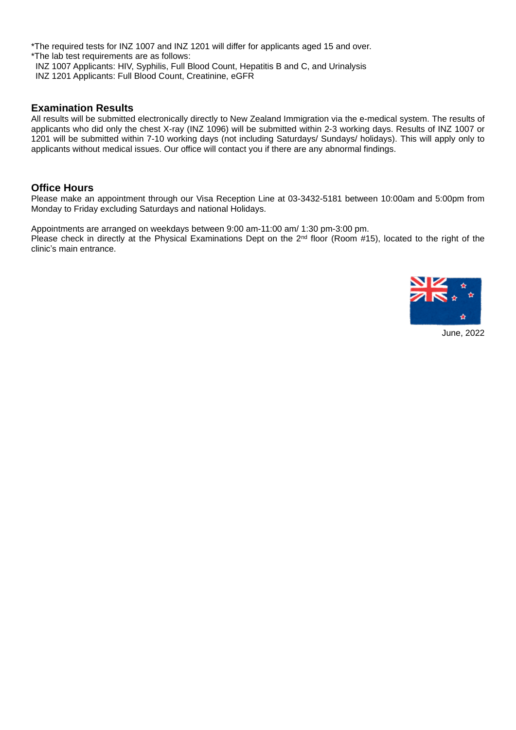*The required tests for INZ 1007 and INZ 1201 will differ for applicants aged 15 and over.
*The lab test requirements are as follows:
INZ 1007 Applicants: HIV, Syphilis, Full Blood Count, Hepatitis B and C, and Urinalysis
INZ 1201 Applicants: Full Blood Count, Creatinine, eGFR

## Examination Results

All results will be submitted electronically directly to New Zealand Immigration via the e-medical system. The results of applicants who did only the chest X-ray (INZ 1096) will be submitted within 2-3 working days. Results of INZ 1007 or 1201 will be submitted within 7-10 working days (not including Saturdays/ Sundays/ holidays). This will apply only to applicants without medical issues. Our office will contact you if there are any abnormal findings.

## Office Hours

Please make an appointment through our Visa Reception Line at 03-3432-5181 between 10:00am and 5:00pm from Monday to Friday excluding Saturdays and national Holidays.

Appointments are arranged on weekdays between 9:00 am-11:00 am/ 1:30 pm-3:00 pm.
Please check in directly at the Physical Examinations Dept on the 2nd floor (Room #15), located to the right of the clinic's main entrance.

June, 2022